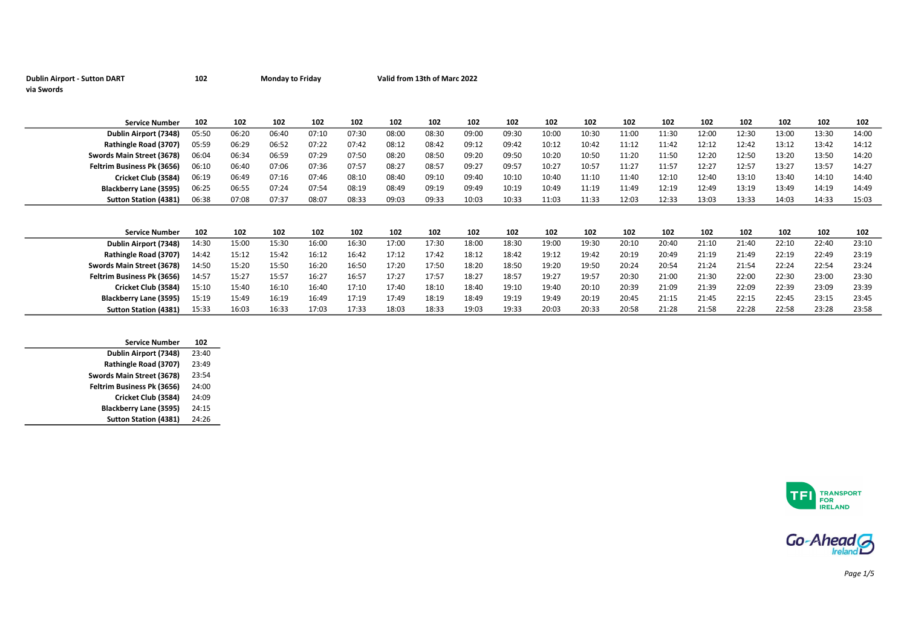**Dublin Airport - Sutton DART via Swords** **102** **Monday to Friday** **Valid from 13th of Marc 2022**

| Service Number | 102 | 102 | 102 | 102 | 102 | 102 | 102 | 102 | 102 | 102 | 102 | 102 | 102 | 102 | 102 | 102 | 102 | 102 |
|---|---|---|---|---|---|---|---|---|---|---|---|---|---|---|---|---|---|---|
| Dublin Airport (7348) | 05:50 | 06:20 | 06:40 | 07:10 | 07:30 | 08:00 | 08:30 | 09:00 | 09:30 | 10:00 | 10:30 | 11:00 | 11:30 | 12:00 | 12:30 | 13:00 | 13:30 | 14:00 |
| Rathingle Road (3707) | 05:59 | 06:29 | 06:52 | 07:22 | 07:42 | 08:12 | 08:42 | 09:12 | 09:42 | 10:12 | 10:42 | 11:12 | 11:42 | 12:12 | 12:42 | 13:12 | 13:42 | 14:12 |
| Swords Main Street (3678) | 06:04 | 06:34 | 06:59 | 07:29 | 07:50 | 08:20 | 08:50 | 09:20 | 09:50 | 10:20 | 10:50 | 11:20 | 11:50 | 12:20 | 12:50 | 13:20 | 13:50 | 14:20 |
| Feltrim Business Pk (3656) | 06:10 | 06:40 | 07:06 | 07:36 | 07:57 | 08:27 | 08:57 | 09:27 | 09:57 | 10:27 | 10:57 | 11:27 | 11:57 | 12:27 | 12:57 | 13:27 | 13:57 | 14:27 |
| Cricket Club (3584) | 06:19 | 06:49 | 07:16 | 07:46 | 08:10 | 08:40 | 09:10 | 09:40 | 10:10 | 10:40 | 11:10 | 11:40 | 12:10 | 12:40 | 13:10 | 13:40 | 14:10 | 14:40 |
| Blackberry Lane (3595) | 06:25 | 06:55 | 07:24 | 07:54 | 08:19 | 08:49 | 09:19 | 09:49 | 10:19 | 10:49 | 11:19 | 11:49 | 12:19 | 12:49 | 13:19 | 13:49 | 14:19 | 14:49 |
| Sutton Station (4381) | 06:38 | 07:08 | 07:37 | 08:07 | 08:33 | 09:03 | 09:33 | 10:03 | 10:33 | 11:03 | 11:33 | 12:03 | 12:33 | 13:03 | 13:33 | 14:03 | 14:33 | 15:03 |

| Service Number | 102 | 102 | 102 | 102 | 102 | 102 | 102 | 102 | 102 | 102 | 102 | 102 | 102 | 102 | 102 | 102 | 102 | 102 |
|---|---|---|---|---|---|---|---|---|---|---|---|---|---|---|---|---|---|---|
| Dublin Airport (7348) | 14:30 | 15:00 | 15:30 | 16:00 | 16:30 | 17:00 | 17:30 | 18:00 | 18:30 | 19:00 | 19:30 | 20:10 | 20:40 | 21:10 | 21:40 | 22:10 | 22:40 | 23:10 |
| Rathingle Road (3707) | 14:42 | 15:12 | 15:42 | 16:12 | 16:42 | 17:12 | 17:42 | 18:12 | 18:42 | 19:12 | 19:42 | 20:19 | 20:49 | 21:19 | 21:49 | 22:19 | 22:49 | 23:19 |
| Swords Main Street (3678) | 14:50 | 15:20 | 15:50 | 16:20 | 16:50 | 17:20 | 17:50 | 18:20 | 18:50 | 19:20 | 19:50 | 20:24 | 20:54 | 21:24 | 21:54 | 22:24 | 22:54 | 23:24 |
| Feltrim Business Pk (3656) | 14:57 | 15:27 | 15:57 | 16:27 | 16:57 | 17:27 | 17:57 | 18:27 | 18:57 | 19:27 | 19:57 | 20:30 | 21:00 | 21:30 | 22:00 | 22:30 | 23:00 | 23:30 |
| Cricket Club (3584) | 15:10 | 15:40 | 16:10 | 16:40 | 17:10 | 17:40 | 18:10 | 18:40 | 19:10 | 19:40 | 20:10 | 20:39 | 21:09 | 21:39 | 22:09 | 22:39 | 23:09 | 23:39 |
| Blackberry Lane (3595) | 15:19 | 15:49 | 16:19 | 16:49 | 17:19 | 17:49 | 18:19 | 18:49 | 19:19 | 19:49 | 20:19 | 20:45 | 21:15 | 21:45 | 22:15 | 22:45 | 23:15 | 23:45 |
| Sutton Station (4381) | 15:33 | 16:03 | 16:33 | 17:03 | 17:33 | 18:03 | 18:33 | 19:03 | 19:33 | 20:03 | 20:33 | 20:58 | 21:28 | 21:58 | 22:28 | 22:58 | 23:28 | 23:58 |

| Service Number | 102 |
|---|---|
| Dublin Airport (7348) | 23:40 |
| Rathingle Road (3707) | 23:49 |
| Swords Main Street (3678) | 23:54 |
| Feltrim Business Pk (3656) | 24:00 |
| Cricket Club (3584) | 24:09 |
| Blackberry Lane (3595) | 24:15 |
| Sutton Station (4381) | 24:26 |

TFI TRANSPORT FOR IRELAND

Go-Ahead Ireland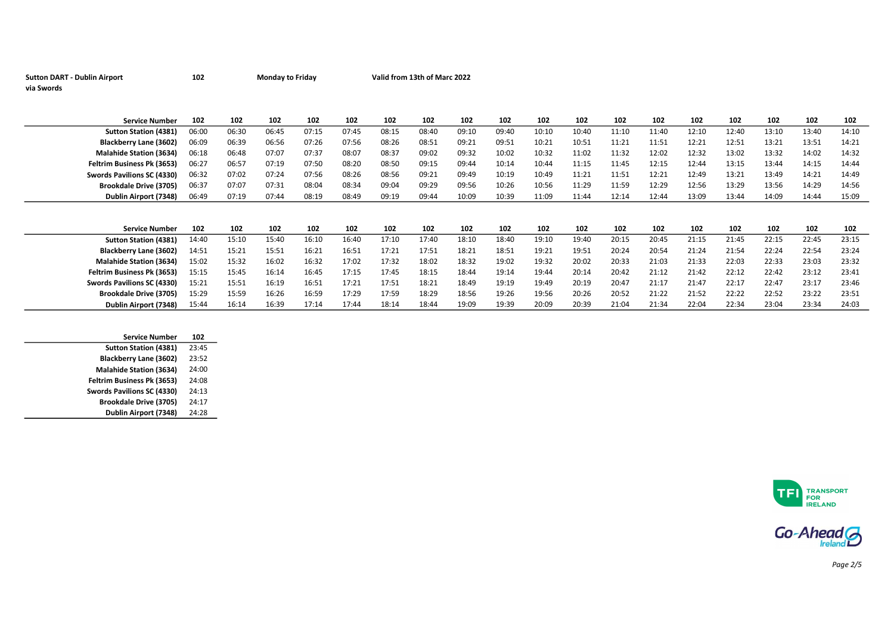**Sutton DART - Dublin Airport** **102** **Monday to Friday** **Valid from 13th of Marc 2022**
**via Swords**

| Service Number | 102 | 102 | 102 | 102 | 102 | 102 | 102 | 102 | 102 | 102 | 102 | 102 | 102 | 102 | 102 | 102 | 102 | 102 |
|---|---|---|---|---|---|---|---|---|---|---|---|---|---|---|---|---|---|---|
| Sutton Station (4381) | 06:00 | 06:30 | 06:45 | 07:15 | 07:45 | 08:15 | 08:40 | 09:10 | 09:40 | 10:10 | 10:40 | 11:10 | 11:40 | 12:10 | 12:40 | 13:10 | 13:40 | 14:10 |
| Blackberry Lane (3602) | 06:09 | 06:39 | 06:56 | 07:26 | 07:56 | 08:26 | 08:51 | 09:21 | 09:51 | 10:21 | 10:51 | 11:21 | 11:51 | 12:21 | 12:51 | 13:21 | 13:51 | 14:21 |
| Malahide Station (3634) | 06:18 | 06:48 | 07:07 | 07:37 | 08:07 | 08:37 | 09:02 | 09:32 | 10:02 | 10:32 | 11:02 | 11:32 | 12:02 | 12:32 | 13:02 | 13:32 | 14:02 | 14:32 |
| Feltrim Business Pk (3653) | 06:27 | 06:57 | 07:19 | 07:50 | 08:20 | 08:50 | 09:15 | 09:44 | 10:14 | 10:44 | 11:15 | 11:45 | 12:15 | 12:44 | 13:15 | 13:44 | 14:15 | 14:44 |
| Swords Pavilions SC (4330) | 06:32 | 07:02 | 07:24 | 07:56 | 08:26 | 08:56 | 09:21 | 09:49 | 10:19 | 10:49 | 11:21 | 11:51 | 12:21 | 12:49 | 13:21 | 13:49 | 14:21 | 14:49 |
| Brookdale Drive (3705) | 06:37 | 07:07 | 07:31 | 08:04 | 08:34 | 09:04 | 09:29 | 09:56 | 10:26 | 10:56 | 11:29 | 11:59 | 12:29 | 12:56 | 13:29 | 13:56 | 14:29 | 14:56 |
| Dublin Airport (7348) | 06:49 | 07:19 | 07:44 | 08:19 | 08:49 | 09:19 | 09:44 | 10:09 | 10:39 | 11:09 | 11:44 | 12:14 | 12:44 | 13:09 | 13:44 | 14:09 | 14:44 | 15:09 |

| Service Number | 102 | 102 | 102 | 102 | 102 | 102 | 102 | 102 | 102 | 102 | 102 | 102 | 102 | 102 | 102 | 102 | 102 | 102 |
|---|---|---|---|---|---|---|---|---|---|---|---|---|---|---|---|---|---|---|
| Sutton Station (4381) | 14:40 | 15:10 | 15:40 | 16:10 | 16:40 | 17:10 | 17:40 | 18:10 | 18:40 | 19:10 | 19:40 | 20:15 | 20:45 | 21:15 | 21:45 | 22:15 | 22:45 | 23:15 |
| Blackberry Lane (3602) | 14:51 | 15:21 | 15:51 | 16:21 | 16:51 | 17:21 | 17:51 | 18:21 | 18:51 | 19:21 | 19:51 | 20:24 | 20:54 | 21:24 | 21:54 | 22:24 | 22:54 | 23:24 |
| Malahide Station (3634) | 15:02 | 15:32 | 16:02 | 16:32 | 17:02 | 17:32 | 18:02 | 18:32 | 19:02 | 19:32 | 20:02 | 20:33 | 21:03 | 21:33 | 22:03 | 22:33 | 23:03 | 23:32 |
| Feltrim Business Pk (3653) | 15:15 | 15:45 | 16:14 | 16:45 | 17:15 | 17:45 | 18:15 | 18:44 | 19:14 | 19:44 | 20:14 | 20:42 | 21:12 | 21:42 | 22:12 | 22:42 | 23:12 | 23:41 |
| Swords Pavilions SC (4330) | 15:21 | 15:51 | 16:19 | 16:51 | 17:21 | 17:51 | 18:21 | 18:49 | 19:19 | 19:49 | 20:19 | 20:47 | 21:17 | 21:47 | 22:17 | 22:47 | 23:17 | 23:46 |
| Brookdale Drive (3705) | 15:29 | 15:59 | 16:26 | 16:59 | 17:29 | 17:59 | 18:29 | 18:56 | 19:26 | 19:56 | 20:26 | 20:52 | 21:22 | 21:52 | 22:22 | 22:52 | 23:22 | 23:51 |
| Dublin Airport (7348) | 15:44 | 16:14 | 16:39 | 17:14 | 17:44 | 18:14 | 18:44 | 19:09 | 19:39 | 20:09 | 20:39 | 21:04 | 21:34 | 22:04 | 22:34 | 23:04 | 23:34 | 24:03 |

| Service Number | 102 |
|---|---|
| Sutton Station (4381) | 23:45 |
| Blackberry Lane (3602) | 23:52 |
| Malahide Station (3634) | 24:00 |
| Feltrim Business Pk (3653) | 24:08 |
| Swords Pavilions SC (4330) | 24:13 |
| Brookdale Drive (3705) | 24:17 |
| Dublin Airport (7348) | 24:28 |

TRANSPORT FOR IRELAND

Go-Ahead Ireland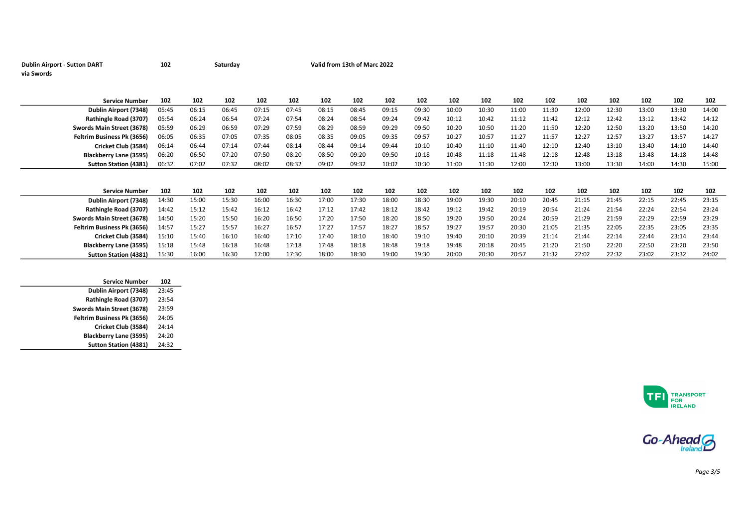**Dublin Airport - Sutton DART via Swords** **102** **Saturday** **Valid from 13th of Marc 2022**

| Service Number | 102 | 102 | 102 | 102 | 102 | 102 | 102 | 102 | 102 | 102 | 102 | 102 | 102 | 102 | 102 | 102 | 102 | 102 |
|---|---|---|---|---|---|---|---|---|---|---|---|---|---|---|---|---|---|---|
| Dublin Airport (7348) | 05:45 | 06:15 | 06:45 | 07:15 | 07:45 | 08:15 | 08:45 | 09:15 | 09:30 | 10:00 | 10:30 | 11:00 | 11:30 | 12:00 | 12:30 | 13:00 | 13:30 | 14:00 |
| Rathingle Road (3707) | 05:54 | 06:24 | 06:54 | 07:24 | 07:54 | 08:24 | 08:54 | 09:24 | 09:42 | 10:12 | 10:42 | 11:12 | 11:42 | 12:12 | 12:42 | 13:12 | 13:42 | 14:12 |
| Swords Main Street (3678) | 05:59 | 06:29 | 06:59 | 07:29 | 07:59 | 08:29 | 08:59 | 09:29 | 09:50 | 10:20 | 10:50 | 11:20 | 11:50 | 12:20 | 12:50 | 13:20 | 13:50 | 14:20 |
| Feltrim Business Pk (3656) | 06:05 | 06:35 | 07:05 | 07:35 | 08:05 | 08:35 | 09:05 | 09:35 | 09:57 | 10:27 | 10:57 | 11:27 | 11:57 | 12:27 | 12:57 | 13:27 | 13:57 | 14:27 |
| Cricket Club (3584) | 06:14 | 06:44 | 07:14 | 07:44 | 08:14 | 08:44 | 09:14 | 09:44 | 10:10 | 10:40 | 11:10 | 11:40 | 12:10 | 12:40 | 13:10 | 13:40 | 14:10 | 14:40 |
| Blackberry Lane (3595) | 06:20 | 06:50 | 07:20 | 07:50 | 08:20 | 08:50 | 09:20 | 09:50 | 10:18 | 10:48 | 11:18 | 11:48 | 12:18 | 12:48 | 13:18 | 13:48 | 14:18 | 14:48 |
| Sutton Station (4381) | 06:32 | 07:02 | 07:32 | 08:02 | 08:32 | 09:02 | 09:32 | 10:02 | 10:30 | 11:00 | 11:30 | 12:00 | 12:30 | 13:00 | 13:30 | 14:00 | 14:30 | 15:00 |

| Service Number | 102 | 102 | 102 | 102 | 102 | 102 | 102 | 102 | 102 | 102 | 102 | 102 | 102 | 102 | 102 | 102 | 102 | 102 |
|---|---|---|---|---|---|---|---|---|---|---|---|---|---|---|---|---|---|---|
| Dublin Airport (7348) | 14:30 | 15:00 | 15:30 | 16:00 | 16:30 | 17:00 | 17:30 | 18:00 | 18:30 | 19:00 | 19:30 | 20:10 | 20:45 | 21:15 | 21:45 | 22:15 | 22:45 | 23:15 |
| Rathingle Road (3707) | 14:42 | 15:12 | 15:42 | 16:12 | 16:42 | 17:12 | 17:42 | 18:12 | 18:42 | 19:12 | 19:42 | 20:19 | 20:54 | 21:24 | 21:54 | 22:24 | 22:54 | 23:24 |
| Swords Main Street (3678) | 14:50 | 15:20 | 15:50 | 16:20 | 16:50 | 17:20 | 17:50 | 18:20 | 18:50 | 19:20 | 19:50 | 20:24 | 20:59 | 21:29 | 21:59 | 22:29 | 22:59 | 23:29 |
| Feltrim Business Pk (3656) | 14:57 | 15:27 | 15:57 | 16:27 | 16:57 | 17:27 | 17:57 | 18:27 | 18:57 | 19:27 | 19:57 | 20:30 | 21:05 | 21:35 | 22:05 | 22:35 | 23:05 | 23:35 |
| Cricket Club (3584) | 15:10 | 15:40 | 16:10 | 16:40 | 17:10 | 17:40 | 18:10 | 18:40 | 19:10 | 19:40 | 20:10 | 20:39 | 21:14 | 21:44 | 22:14 | 22:44 | 23:14 | 23:44 |
| Blackberry Lane (3595) | 15:18 | 15:48 | 16:18 | 16:48 | 17:18 | 17:48 | 18:18 | 18:48 | 19:18 | 19:48 | 20:18 | 20:45 | 21:20 | 21:50 | 22:20 | 22:50 | 23:20 | 23:50 |
| Sutton Station (4381) | 15:30 | 16:00 | 16:30 | 17:00 | 17:30 | 18:00 | 18:30 | 19:00 | 19:30 | 20:00 | 20:30 | 20:57 | 21:32 | 22:02 | 22:32 | 23:02 | 23:32 | 24:02 |

| Service Number | 102 |
|---|---|
| Dublin Airport (7348) | 23:45 |
| Rathingle Road (3707) | 23:54 |
| Swords Main Street (3678) | 23:59 |
| Feltrim Business Pk (3656) | 24:05 |
| Cricket Club (3584) | 24:14 |
| Blackberry Lane (3595) | 24:20 |
| Sutton Station (4381) | 24:32 |

TFI TRANSPORT FOR IRELAND

Go-Ahead Ireland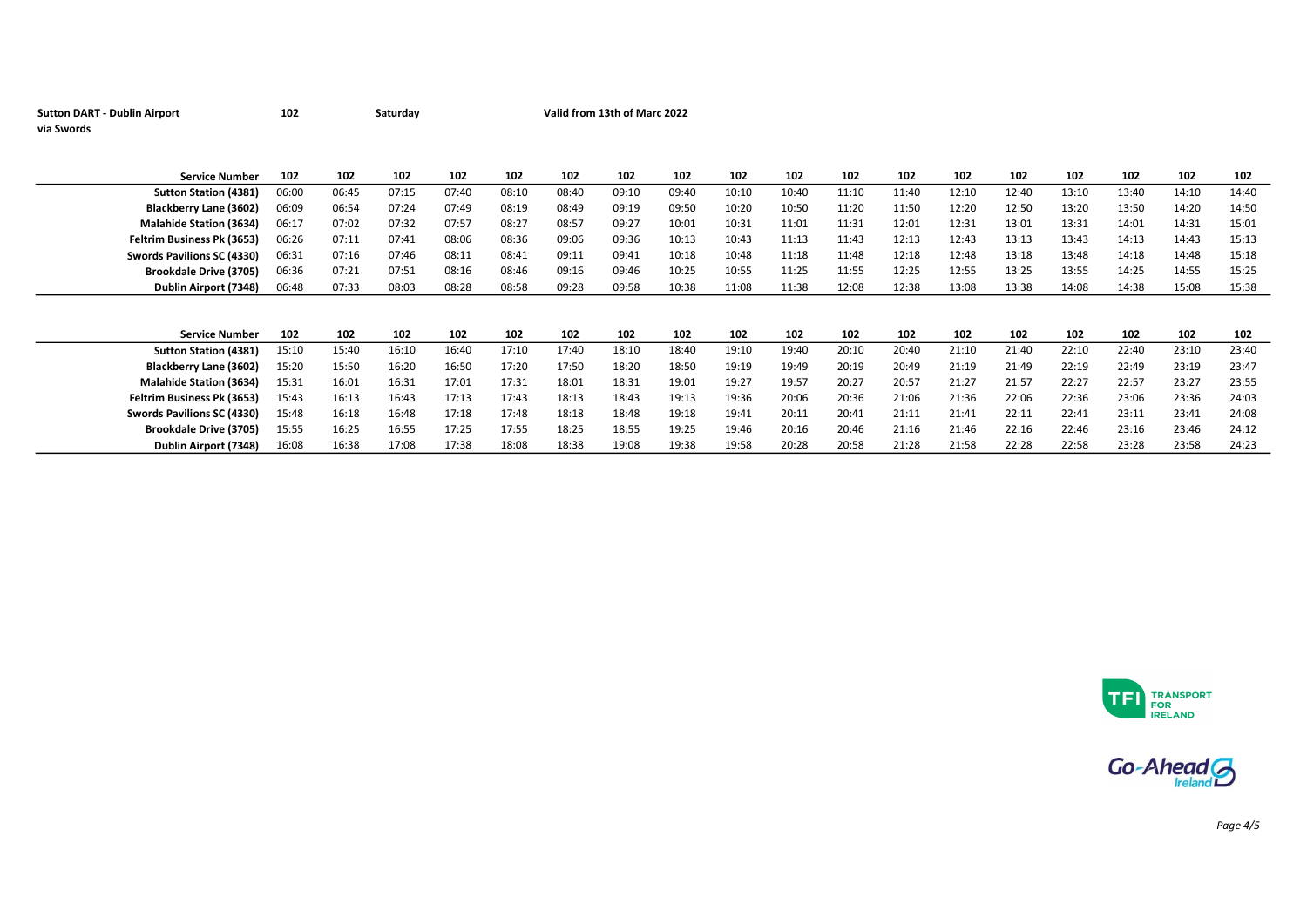**Sutton DART - Dublin Airport via Swords** **102** **Saturday** **Valid from 13th of Marc 2022**

| Service Number | 102 | 102 | 102 | 102 | 102 | 102 | 102 | 102 | 102 | 102 | 102 | 102 | 102 | 102 | 102 | 102 | 102 | 102 |
|---|---|---|---|---|---|---|---|---|---|---|---|---|---|---|---|---|---|---|
| Sutton Station (4381) | 06:00 | 06:45 | 07:15 | 07:40 | 08:10 | 08:40 | 09:10 | 09:40 | 10:10 | 10:40 | 11:10 | 11:40 | 12:10 | 12:40 | 13:10 | 13:40 | 14:10 | 14:40 |
| Blackberry Lane (3602) | 06:09 | 06:54 | 07:24 | 07:49 | 08:19 | 08:49 | 09:19 | 09:50 | 10:20 | 10:50 | 11:20 | 11:50 | 12:20 | 12:50 | 13:20 | 13:50 | 14:20 | 14:50 |
| Malahide Station (3634) | 06:17 | 07:02 | 07:32 | 07:57 | 08:27 | 08:57 | 09:27 | 10:01 | 10:31 | 11:01 | 11:31 | 12:01 | 12:31 | 13:01 | 13:31 | 14:01 | 14:31 | 15:01 |
| Feltrim Business Pk (3653) | 06:26 | 07:11 | 07:41 | 08:06 | 08:36 | 09:06 | 09:36 | 10:13 | 10:43 | 11:13 | 11:43 | 12:13 | 12:43 | 13:13 | 13:43 | 14:13 | 14:43 | 15:13 |
| Swords Pavilions SC (4330) | 06:31 | 07:16 | 07:46 | 08:11 | 08:41 | 09:11 | 09:41 | 10:18 | 10:48 | 11:18 | 11:48 | 12:18 | 12:48 | 13:18 | 13:48 | 14:18 | 14:48 | 15:18 |
| Brookdale Drive (3705) | 06:36 | 07:21 | 07:51 | 08:16 | 08:46 | 09:16 | 09:46 | 10:25 | 10:55 | 11:25 | 11:55 | 12:25 | 12:55 | 13:25 | 13:55 | 14:25 | 14:55 | 15:25 |
| Dublin Airport (7348) | 06:48 | 07:33 | 08:03 | 08:28 | 08:58 | 09:28 | 09:58 | 10:38 | 11:08 | 11:38 | 12:08 | 12:38 | 13:08 | 13:38 | 14:08 | 14:38 | 15:08 | 15:38 |

| Service Number | 102 | 102 | 102 | 102 | 102 | 102 | 102 | 102 | 102 | 102 | 102 | 102 | 102 | 102 | 102 | 102 | 102 | 102 |
|---|---|---|---|---|---|---|---|---|---|---|---|---|---|---|---|---|---|---|
| Sutton Station (4381) | 15:10 | 15:40 | 16:10 | 16:40 | 17:10 | 17:40 | 18:10 | 18:40 | 19:10 | 19:40 | 20:10 | 20:40 | 21:10 | 21:40 | 22:10 | 22:40 | 23:10 | 23:40 |
| Blackberry Lane (3602) | 15:20 | 15:50 | 16:20 | 16:50 | 17:20 | 17:50 | 18:20 | 18:50 | 19:19 | 19:49 | 20:19 | 20:49 | 21:19 | 21:49 | 22:19 | 22:49 | 23:19 | 23:47 |
| Malahide Station (3634) | 15:31 | 16:01 | 16:31 | 17:01 | 17:31 | 18:01 | 18:31 | 19:01 | 19:27 | 19:57 | 20:27 | 20:57 | 21:27 | 21:57 | 22:27 | 22:57 | 23:27 | 23:55 |
| Feltrim Business Pk (3653) | 15:43 | 16:13 | 16:43 | 17:13 | 17:43 | 18:13 | 18:43 | 19:13 | 19:36 | 20:06 | 20:36 | 21:06 | 21:36 | 22:06 | 22:36 | 23:06 | 23:36 | 24:03 |
| Swords Pavilions SC (4330) | 15:48 | 16:18 | 16:48 | 17:18 | 17:48 | 18:18 | 18:48 | 19:18 | 19:41 | 20:11 | 20:41 | 21:11 | 21:41 | 22:11 | 22:41 | 23:11 | 23:41 | 24:08 |
| Brookdale Drive (3705) | 15:55 | 16:25 | 16:55 | 17:25 | 17:55 | 18:25 | 18:55 | 19:25 | 19:46 | 20:16 | 20:46 | 21:16 | 21:46 | 22:16 | 22:46 | 23:16 | 23:46 | 24:12 |
| Dublin Airport (7348) | 16:08 | 16:38 | 17:08 | 17:38 | 18:08 | 18:38 | 19:08 | 19:38 | 19:58 | 20:28 | 20:58 | 21:28 | 21:58 | 22:28 | 22:58 | 23:28 | 23:58 | 24:23 |

TFI TRANSPORT FOR IRELAND

Go-Ahead Ireland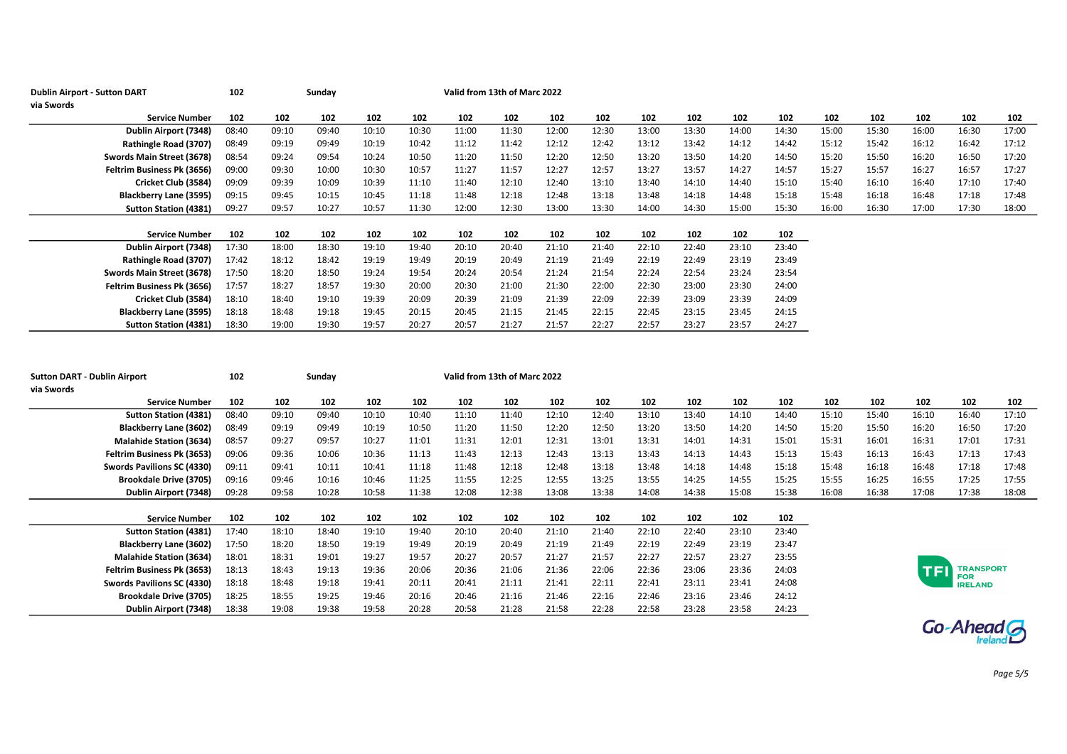**Dublin Airport - Sutton DART** 102 Sunday Valid from 13th of Marc 2022
**via Swords**

| Service Number | 102 | 102 | 102 | 102 | 102 | 102 | 102 | 102 | 102 | 102 | 102 | 102 | 102 | 102 | 102 | 102 | 102 | 102 |
|---|---|---|---|---|---|---|---|---|---|---|---|---|---|---|---|---|---|---|
| Dublin Airport (7348) | 08:40 | 09:10 | 09:40 | 10:10 | 10:30 | 11:00 | 11:30 | 12:00 | 12:30 | 13:00 | 13:30 | 14:00 | 14:30 | 15:00 | 15:30 | 16:00 | 16:30 | 17:00 |
| Rathingle Road (3707) | 08:49 | 09:19 | 09:49 | 10:19 | 10:42 | 11:12 | 11:42 | 12:12 | 12:42 | 13:12 | 13:42 | 14:12 | 14:42 | 15:12 | 15:42 | 16:12 | 16:42 | 17:12 |
| Swords Main Street (3678) | 08:54 | 09:24 | 09:54 | 10:24 | 10:50 | 11:20 | 11:50 | 12:20 | 12:50 | 13:20 | 13:50 | 14:20 | 14:50 | 15:20 | 15:50 | 16:20 | 16:50 | 17:20 |
| Feltrim Business Pk (3656) | 09:00 | 09:30 | 10:00 | 10:30 | 10:57 | 11:27 | 11:57 | 12:27 | 12:57 | 13:27 | 13:57 | 14:27 | 14:57 | 15:27 | 15:57 | 16:27 | 16:57 | 17:27 |
| Cricket Club (3584) | 09:09 | 09:39 | 10:09 | 10:39 | 11:10 | 11:40 | 12:10 | 12:40 | 13:10 | 13:40 | 14:10 | 14:40 | 15:10 | 15:40 | 16:10 | 16:40 | 17:10 | 17:40 |
| Blackberry Lane (3595) | 09:15 | 09:45 | 10:15 | 10:45 | 11:18 | 11:48 | 12:18 | 12:48 | 13:18 | 13:48 | 14:18 | 14:48 | 15:18 | 15:48 | 16:18 | 16:48 | 17:18 | 17:48 |
| Sutton Station (4381) | 09:27 | 09:57 | 10:27 | 10:57 | 11:30 | 12:00 | 12:30 | 13:00 | 13:30 | 14:00 | 14:30 | 15:00 | 15:30 | 16:00 | 16:30 | 17:00 | 17:30 | 18:00 |

| Service Number | 102 | 102 | 102 | 102 | 102 | 102 | 102 | 102 | 102 | 102 | 102 | 102 | 102 |
|---|---|---|---|---|---|---|---|---|---|---|---|---|---|
| Dublin Airport (7348) | 17:30 | 18:00 | 18:30 | 19:10 | 19:40 | 20:10 | 20:40 | 21:10 | 21:40 | 22:10 | 22:40 | 23:10 | 23:40 |
| Rathingle Road (3707) | 17:42 | 18:12 | 18:42 | 19:19 | 19:49 | 20:19 | 20:49 | 21:19 | 21:49 | 22:19 | 22:49 | 23:19 | 23:49 |
| Swords Main Street (3678) | 17:50 | 18:20 | 18:50 | 19:24 | 19:54 | 20:24 | 20:54 | 21:24 | 21:54 | 22:24 | 22:54 | 23:24 | 23:54 |
| Feltrim Business Pk (3656) | 17:57 | 18:27 | 18:57 | 19:30 | 20:00 | 20:30 | 21:00 | 21:30 | 22:00 | 22:30 | 23:00 | 23:30 | 24:00 |
| Cricket Club (3584) | 18:10 | 18:40 | 19:10 | 19:39 | 20:09 | 20:39 | 21:09 | 21:39 | 22:09 | 22:39 | 23:09 | 23:39 | 24:09 |
| Blackberry Lane (3595) | 18:18 | 18:48 | 19:18 | 19:45 | 20:15 | 20:45 | 21:15 | 21:45 | 22:15 | 22:45 | 23:15 | 23:45 | 24:15 |
| Sutton Station (4381) | 18:30 | 19:00 | 19:30 | 19:57 | 20:27 | 20:57 | 21:27 | 21:57 | 22:27 | 22:57 | 23:27 | 23:57 | 24:27 |

**Sutton DART - Dublin Airport** 102 Sunday Valid from 13th of Marc 2022
**via Swords**

| Service Number | 102 | 102 | 102 | 102 | 102 | 102 | 102 | 102 | 102 | 102 | 102 | 102 | 102 | 102 | 102 | 102 | 102 | 102 |
|---|---|---|---|---|---|---|---|---|---|---|---|---|---|---|---|---|---|---|
| Sutton Station (4381) | 08:40 | 09:10 | 09:40 | 10:10 | 10:40 | 11:10 | 11:40 | 12:10 | 12:40 | 13:10 | 13:40 | 14:10 | 14:40 | 15:10 | 15:40 | 16:10 | 16:40 | 17:10 |
| Blackberry Lane (3602) | 08:49 | 09:19 | 09:49 | 10:19 | 10:50 | 11:20 | 11:50 | 12:20 | 12:50 | 13:20 | 13:50 | 14:20 | 14:50 | 15:20 | 15:50 | 16:20 | 16:50 | 17:20 |
| Malahide Station (3634) | 08:57 | 09:27 | 09:57 | 10:27 | 11:01 | 11:31 | 12:01 | 12:31 | 13:01 | 13:31 | 14:01 | 14:31 | 15:01 | 15:31 | 16:01 | 16:31 | 17:01 | 17:31 |
| Feltrim Business Pk (3653) | 09:06 | 09:36 | 10:06 | 10:36 | 11:13 | 11:43 | 12:13 | 12:43 | 13:13 | 13:43 | 14:13 | 14:43 | 15:13 | 15:43 | 16:13 | 16:43 | 17:13 | 17:43 |
| Swords Pavilions SC (4330) | 09:11 | 09:41 | 10:11 | 10:41 | 11:18 | 11:48 | 12:18 | 12:48 | 13:18 | 13:48 | 14:18 | 14:48 | 15:18 | 15:48 | 16:18 | 16:48 | 17:18 | 17:48 |
| Brookdale Drive (3705) | 09:16 | 09:46 | 10:16 | 10:46 | 11:25 | 11:55 | 12:25 | 12:55 | 13:25 | 13:55 | 14:25 | 14:55 | 15:25 | 15:55 | 16:25 | 16:55 | 17:25 | 17:55 |
| Dublin Airport (7348) | 09:28 | 09:58 | 10:28 | 10:58 | 11:38 | 12:08 | 12:38 | 13:08 | 13:38 | 14:08 | 14:38 | 15:08 | 15:38 | 16:08 | 16:38 | 17:08 | 17:38 | 18:08 |

| Service Number | 102 | 102 | 102 | 102 | 102 | 102 | 102 | 102 | 102 | 102 | 102 | 102 | 102 |
|---|---|---|---|---|---|---|---|---|---|---|---|---|---|
| Sutton Station (4381) | 17:40 | 18:10 | 18:40 | 19:10 | 19:40 | 20:10 | 20:40 | 21:10 | 21:40 | 22:10 | 22:40 | 23:10 | 23:40 |
| Blackberry Lane (3602) | 17:50 | 18:20 | 18:50 | 19:19 | 19:49 | 20:19 | 20:49 | 21:19 | 21:49 | 22:19 | 22:49 | 23:19 | 23:47 |
| Malahide Station (3634) | 18:01 | 18:31 | 19:01 | 19:27 | 19:57 | 20:27 | 20:57 | 21:27 | 21:57 | 22:27 | 22:57 | 23:27 | 23:55 |
| Feltrim Business Pk (3653) | 18:13 | 18:43 | 19:13 | 19:36 | 20:06 | 20:36 | 21:06 | 21:36 | 22:06 | 22:36 | 23:06 | 23:36 | 24:03 |
| Swords Pavilions SC (4330) | 18:18 | 18:48 | 19:18 | 19:41 | 20:11 | 20:41 | 21:11 | 21:41 | 22:11 | 22:41 | 23:11 | 23:41 | 24:08 |
| Brookdale Drive (3705) | 18:25 | 18:55 | 19:25 | 19:46 | 20:16 | 20:46 | 21:16 | 21:46 | 22:16 | 22:46 | 23:16 | 23:46 | 24:12 |
| Dublin Airport (7348) | 18:38 | 19:08 | 19:38 | 19:58 | 20:28 | 20:58 | 21:28 | 21:58 | 22:28 | 22:58 | 23:28 | 23:58 | 24:23 |

TFI TRANSPORT FOR IRELAND

Go-Ahead Ireland